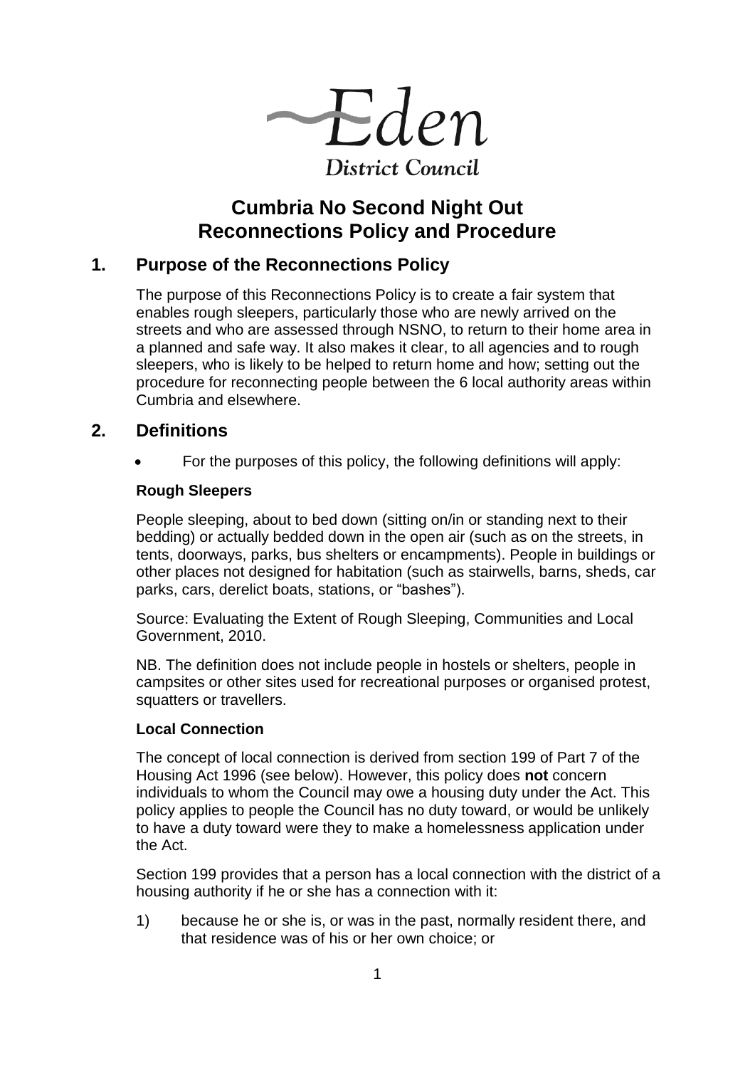Eden

District Council

# Cumbria No Second Night Out Reconnections Policy and Procedure

## 1. Purpose of the Reconnections Policy

The purpose of this Reconnections Policy is to create a fair system that enables rough sleepers, particularly those who are newly arrived on the streets and who are assessed through NSNO, to return to their home area in a planned and safe way. It also makes it clear, to all agencies and to rough sleepers, who is likely to be helped to return home and how; setting out the procedure for reconnecting people between the 6 local authority areas within Cumbria and elsewhere.

## 2. Definitions

- For the purposes of this policy, the following definitions will apply:

**Rough Sleepers**

People sleeping, about to bed down (sitting on/in or standing next to their bedding) or actually bedded down in the open air (such as on the streets, in tents, doorways, parks, bus shelters or encampments). People in buildings or other places not designed for habitation (such as stairwells, barns, sheds, car parks, cars, derelict boats, stations, or "bashes").

Source: Evaluating the Extent of Rough Sleeping, Communities and Local Government, 2010.

NB. The definition does not include people in hostels or shelters, people in campsites or other sites used for recreational purposes or organised protest, squatters or travellers.

**Local Connection**

The concept of local connection is derived from section 199 of Part 7 of the Housing Act 1996 (see below). However, this policy does **not** concern individuals to whom the Council may owe a housing duty under the Act. This policy applies to people the Council has no duty toward, or would be unlikely to have a duty toward were they to make a homelessness application under the Act.

Section 199 provides that a person has a local connection with the district of a housing authority if he or she has a connection with it:

1) because he or she is, or was in the past, normally resident there, and that residence was of his or her own choice; or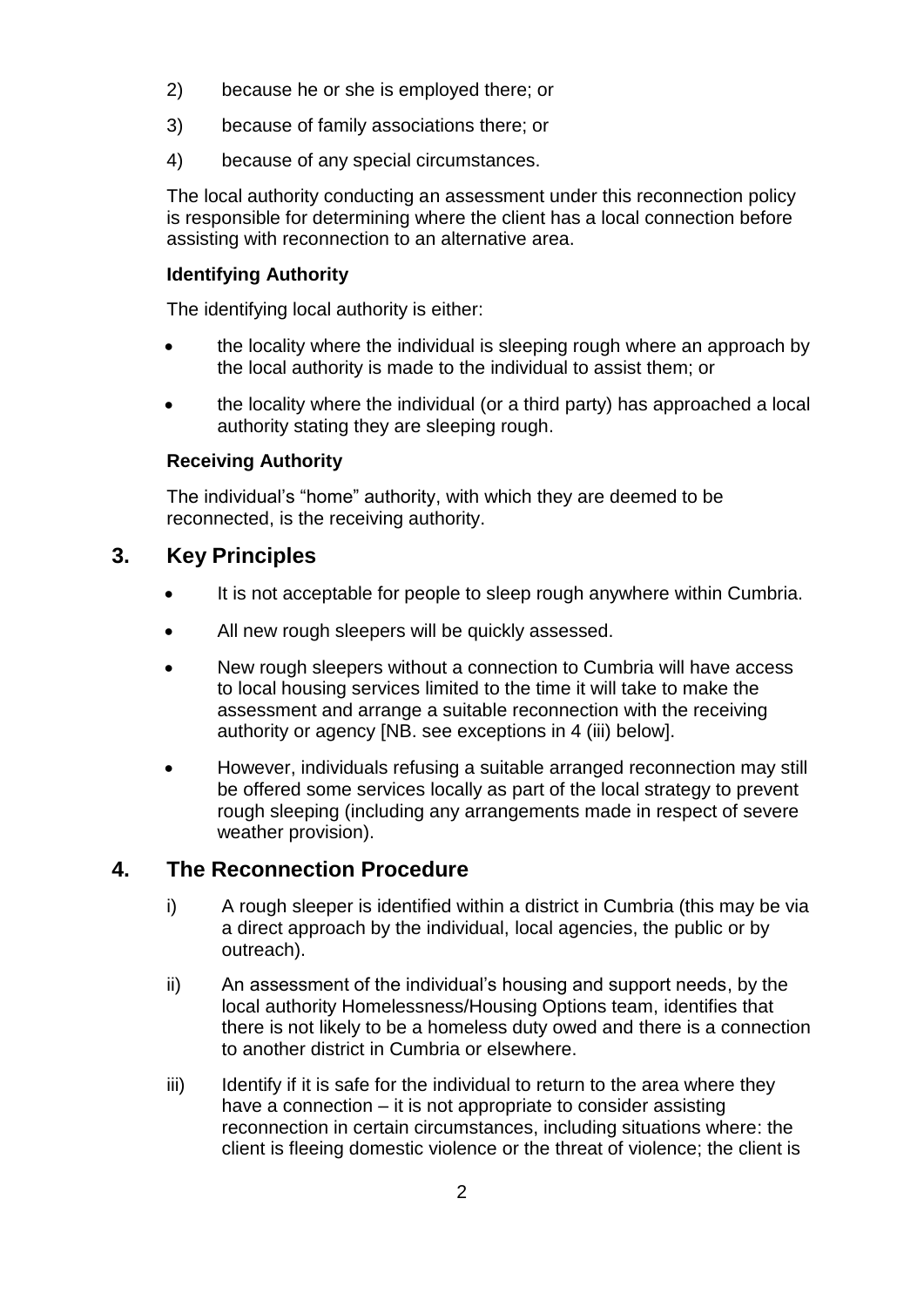2) because he or she is employed there; or

3) because of family associations there; or

4) because of any special circumstances.

The local authority conducting an assessment under this reconnection policy is responsible for determining where the client has a local connection before assisting with reconnection to an alternative area.

**Identifying Authority**

The identifying local authority is either:

- the locality where the individual is sleeping rough where an approach by the local authority is made to the individual to assist them; or
- the locality where the individual (or a third party) has approached a local authority stating they are sleeping rough.

**Receiving Authority**

The individual's "home" authority, with which they are deemed to be reconnected, is the receiving authority.

## 3. Key Principles

- It is not acceptable for people to sleep rough anywhere within Cumbria.
- All new rough sleepers will be quickly assessed.
- New rough sleepers without a connection to Cumbria will have access to local housing services limited to the time it will take to make the assessment and arrange a suitable reconnection with the receiving authority or agency [NB. see exceptions in 4 (iii) below].
- However, individuals refusing a suitable arranged reconnection may still be offered some services locally as part of the local strategy to prevent rough sleeping (including any arrangements made in respect of severe weather provision).

## 4. The Reconnection Procedure

i) A rough sleeper is identified within a district in Cumbria (this may be via a direct approach by the individual, local agencies, the public or by outreach).

ii) An assessment of the individual's housing and support needs, by the local authority Homelessness/Housing Options team, identifies that there is not likely to be a homeless duty owed and there is a connection to another district in Cumbria or elsewhere.

iii) Identify if it is safe for the individual to return to the area where they have a connection – it is not appropriate to consider assisting reconnection in certain circumstances, including situations where: the client is fleeing domestic violence or the threat of violence; the client is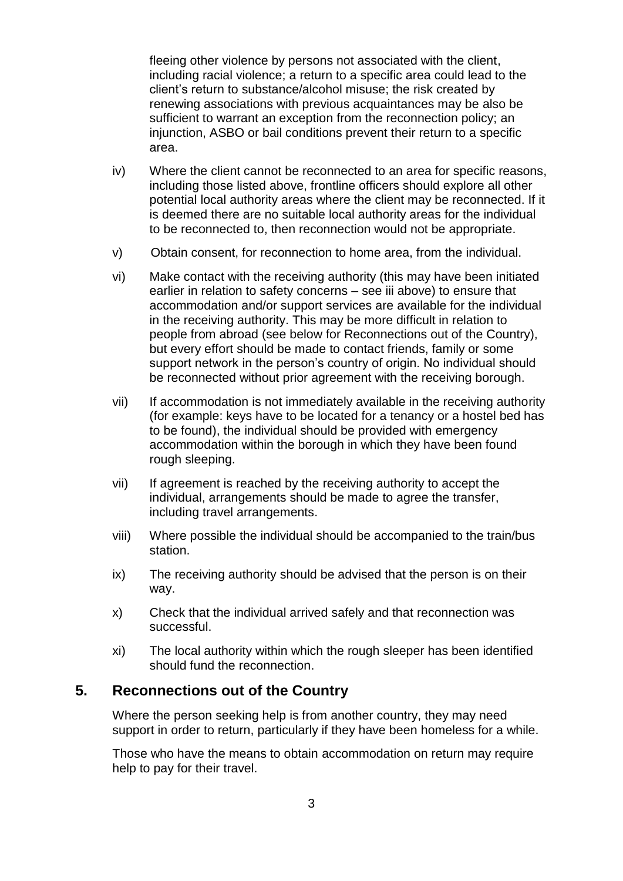fleeing other violence by persons not associated with the client, including racial violence; a return to a specific area could lead to the client's return to substance/alcohol misuse; the risk created by renewing associations with previous acquaintances may be also be sufficient to warrant an exception from the reconnection policy; an injunction, ASBO or bail conditions prevent their return to a specific area.

iv) Where the client cannot be reconnected to an area for specific reasons, including those listed above, frontline officers should explore all other potential local authority areas where the client may be reconnected. If it is deemed there are no suitable local authority areas for the individual to be reconnected to, then reconnection would not be appropriate.

v) Obtain consent, for reconnection to home area, from the individual.

vi) Make contact with the receiving authority (this may have been initiated earlier in relation to safety concerns – see iii above) to ensure that accommodation and/or support services are available for the individual in the receiving authority. This may be more difficult in relation to people from abroad (see below for Reconnections out of the Country), but every effort should be made to contact friends, family or some support network in the person's country of origin. No individual should be reconnected without prior agreement with the receiving borough.

vii) If accommodation is not immediately available in the receiving authority (for example: keys have to be located for a tenancy or a hostel bed has to be found), the individual should be provided with emergency accommodation within the borough in which they have been found rough sleeping.

vii) If agreement is reached by the receiving authority to accept the individual, arrangements should be made to agree the transfer, including travel arrangements.

viii) Where possible the individual should be accompanied to the train/bus station.

ix) The receiving authority should be advised that the person is on their way.

x) Check that the individual arrived safely and that reconnection was successful.

xi) The local authority within which the rough sleeper has been identified should fund the reconnection.

## 5. Reconnections out of the Country

Where the person seeking help is from another country, they may need support in order to return, particularly if they have been homeless for a while.

Those who have the means to obtain accommodation on return may require help to pay for their travel.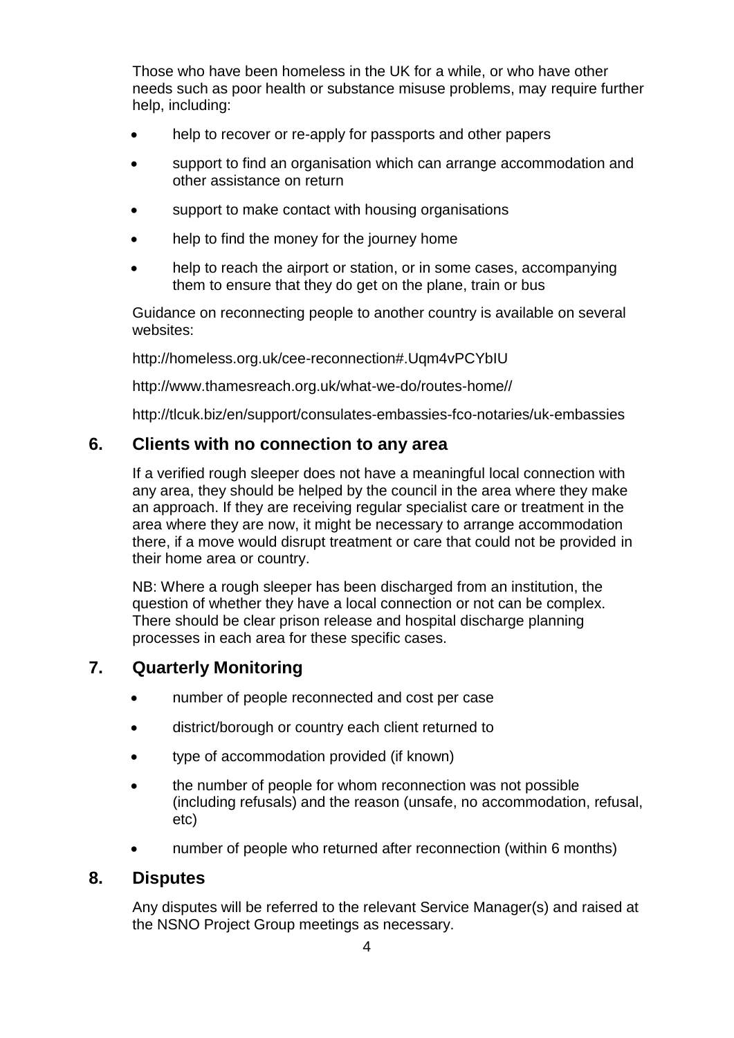Those who have been homeless in the UK for a while, or who have other needs such as poor health or substance misuse problems, may require further help, including:

- help to recover or re-apply for passports and other papers
- support to find an organisation which can arrange accommodation and other assistance on return
- support to make contact with housing organisations
- help to find the money for the journey home
- help to reach the airport or station, or in some cases, accompanying them to ensure that they do get on the plane, train or bus

Guidance on reconnecting people to another country is available on several websites:

http://homeless.org.uk/cee-reconnection#.Uqm4vPCYbIU

http://www.thamesreach.org.uk/what-we-do/routes-home//

http://tlcuk.biz/en/support/consulates-embassies-fco-notaries/uk-embassies

## 6. Clients with no connection to any area

If a verified rough sleeper does not have a meaningful local connection with any area, they should be helped by the council in the area where they make an approach. If they are receiving regular specialist care or treatment in the area where they are now, it might be necessary to arrange accommodation there, if a move would disrupt treatment or care that could not be provided in their home area or country.

NB: Where a rough sleeper has been discharged from an institution, the question of whether they have a local connection or not can be complex. There should be clear prison release and hospital discharge planning processes in each area for these specific cases.

## 7. Quarterly Monitoring

- number of people reconnected and cost per case
- district/borough or country each client returned to
- type of accommodation provided (if known)
- the number of people for whom reconnection was not possible (including refusals) and the reason (unsafe, no accommodation, refusal, etc)
- number of people who returned after reconnection (within 6 months)

## 8. Disputes

Any disputes will be referred to the relevant Service Manager(s) and raised at the NSNO Project Group meetings as necessary.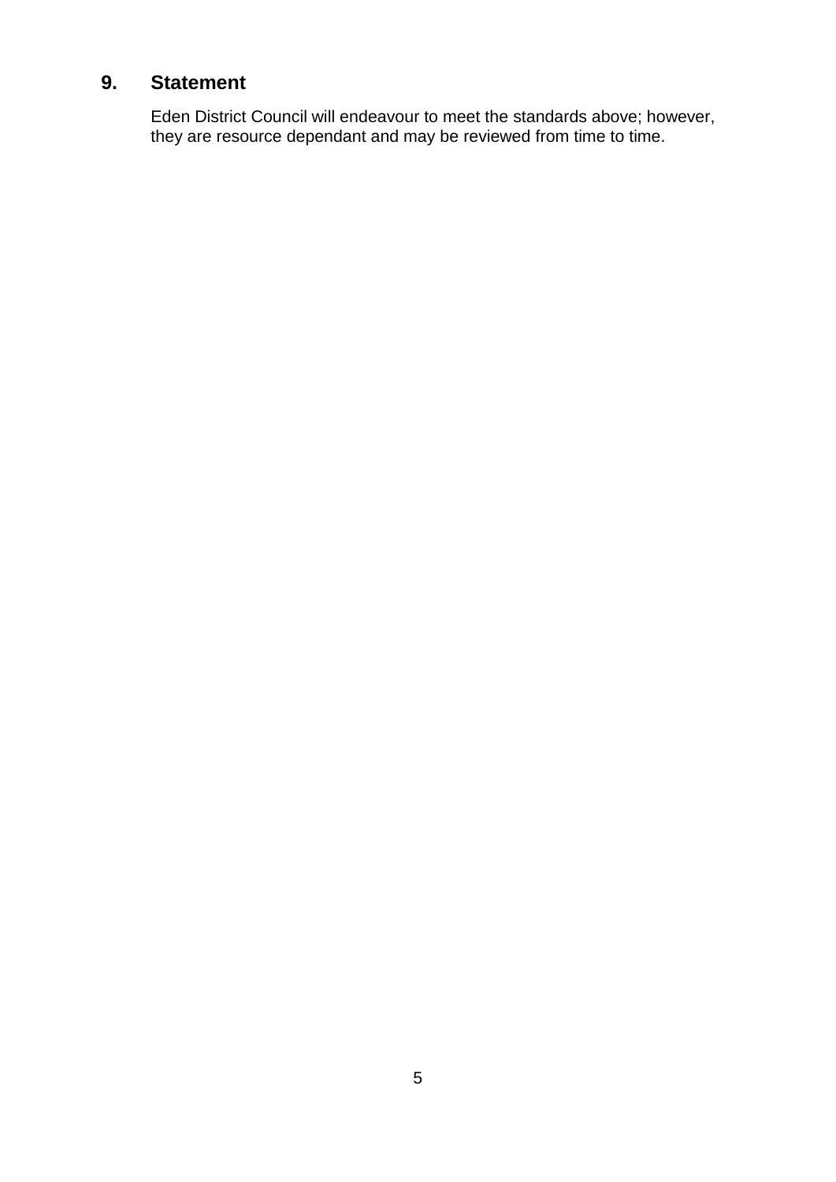## 9. Statement

Eden District Council will endeavour to meet the standards above; however, they are resource dependant and may be reviewed from time to time.